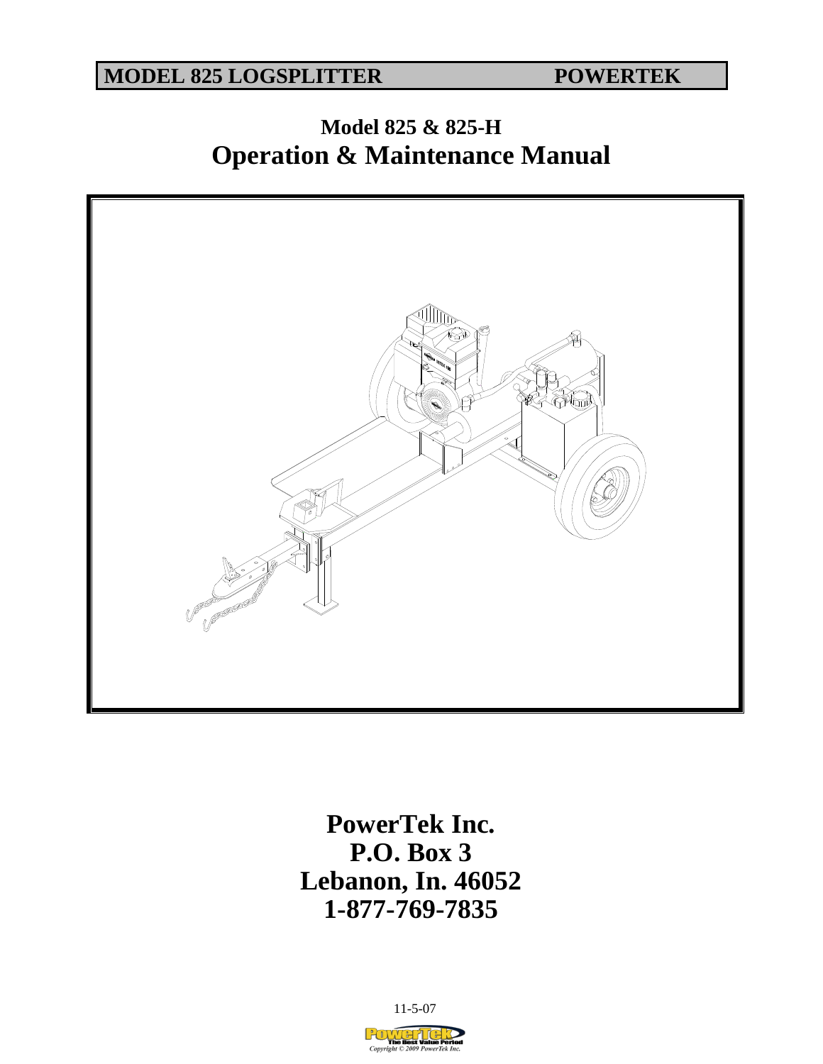**MODEL 825 LOGSPLITTER POWERTEK**

# Model 825 & 825-H
# Operation & Maintenance Manual

**PowerTek Inc.**
**P.O. Box 3**
**Lebanon, In. 46052**
**1-877-769-7835**

11-5-07

Copyright © 2009 PowerTek Inc.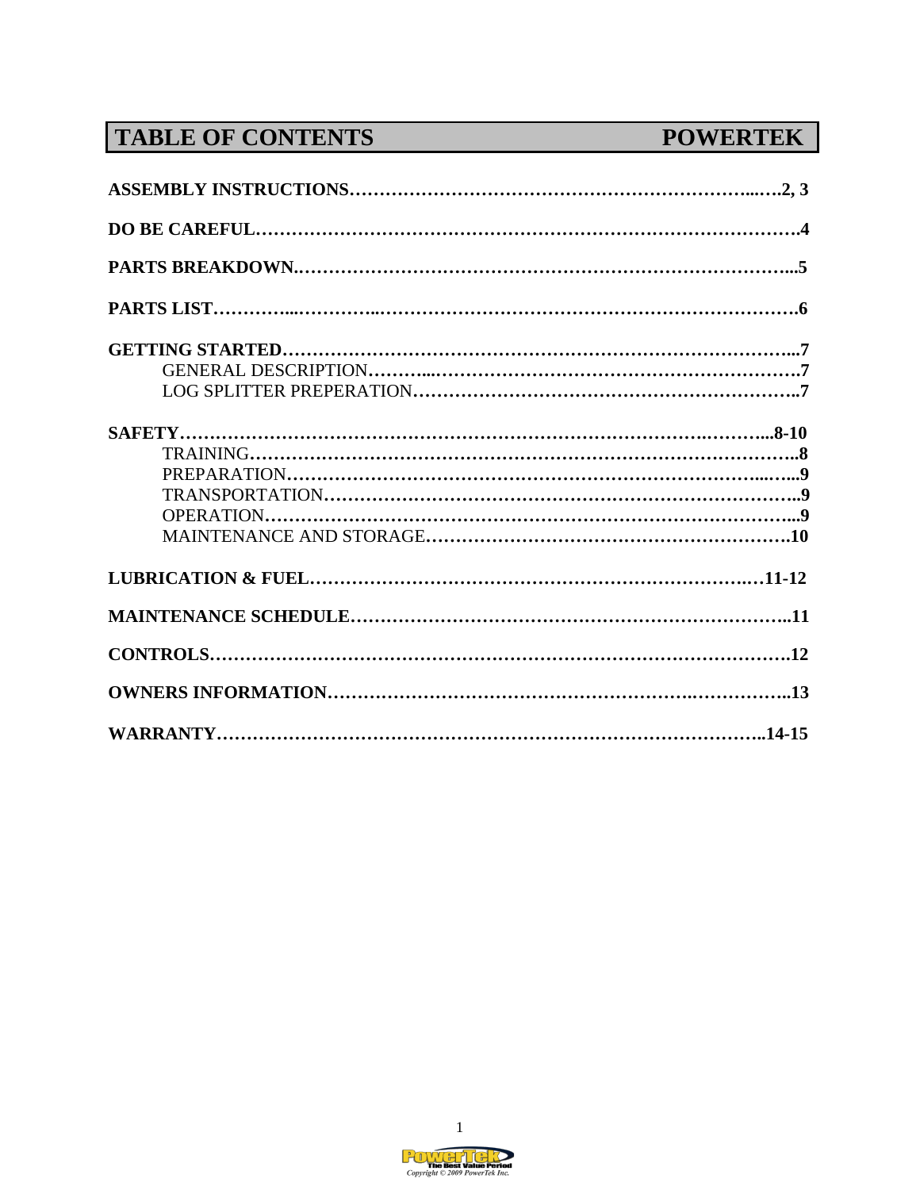# TABLE OF CONTENTS POWERTEK

**ASSEMBLY INSTRUCTIONS……………………………………………………………..….2, 3**

**DO BE CAREFUL…………………………………………………………………………….4**

**PARTS BREAKDOWN…………………………………………………………………….…...5**

**PARTS LIST…………...…………..…………………………………………………………….6**

**GETTING STARTED……………………………………………………………………….…...7**

GENERAL DESCRIPTION………...……………………………………………………….**7**

LOG SPLITTER PREPERATION…………………………………………………………..**7**

**SAFETY…………………………………………………………………………….………...8-10**

TRAINING…………………………………………………………………………………..**8**

PREPARATION………………………………………………………………………...…...**9**

TRANSPORTATION………………………………………………………………………..**9**

OPERATION……………………………………………………………………………...**9**

MAINTENANCE AND STORAGE…………………………………………………….**10**

**LUBRICATION & FUEL………………………………………………………………….…11-12**

**MAINTENANCE SCHEDULE…………………………………………………………………..11**

**CONTROLS……………………………………………………………………………………….12**

**OWNERS INFORMATION…………………………………………………….……………..13**

**WARRANTY……………………………………………………………………………..14-15**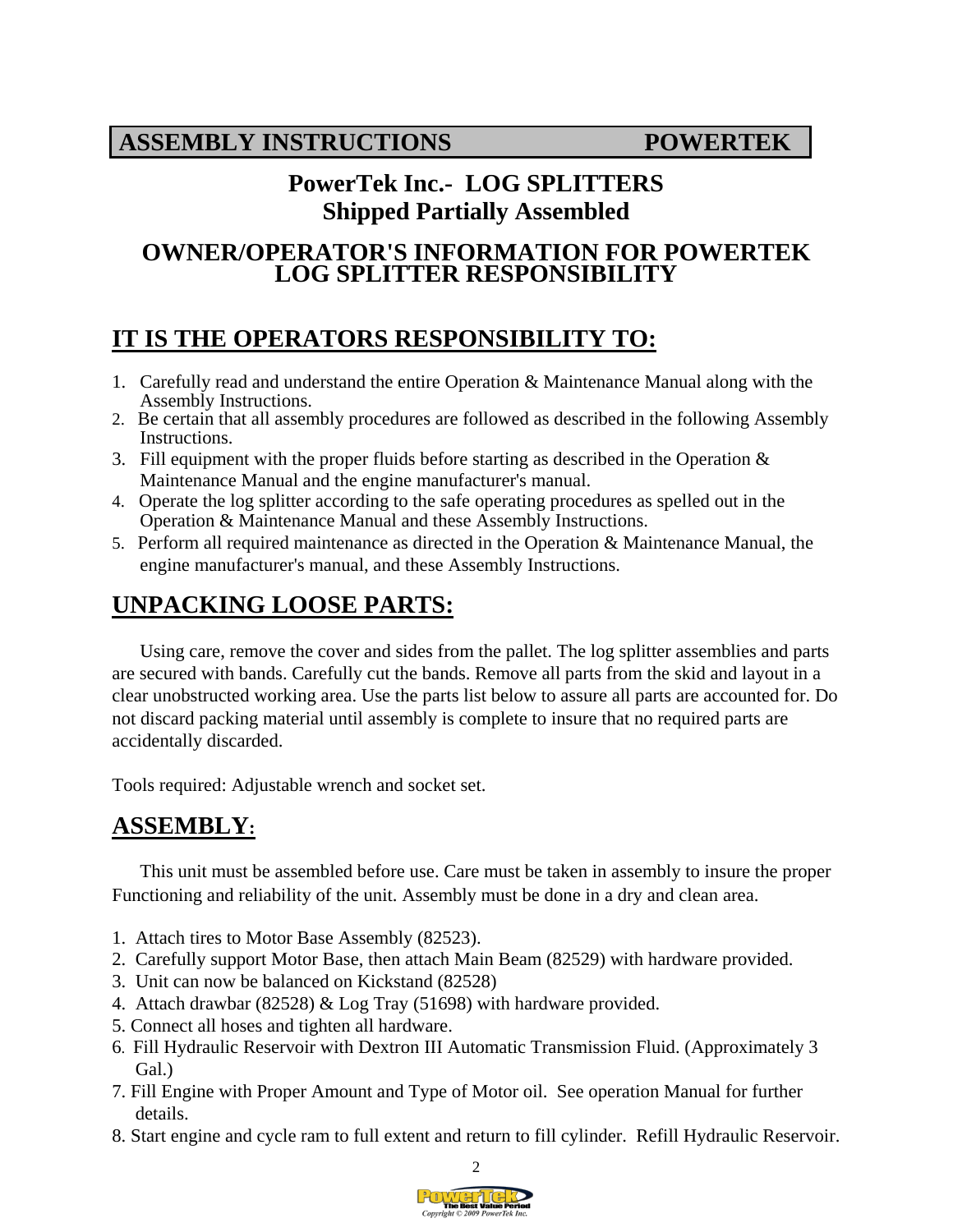## ASSEMBLY INSTRUCTIONS POWERTEK

# PowerTek Inc.- LOG SPLITTERS
# Shipped Partially Assembled

## OWNER/OPERATOR'S INFORMATION FOR POWERTEK LOG SPLITTER RESPONSIBILITY

## IT IS THE OPERATORS RESPONSIBILITY TO:

1. Carefully read and understand the entire Operation & Maintenance Manual along with the Assembly Instructions.
2. Be certain that all assembly procedures are followed as described in the following Assembly Instructions.
3. Fill equipment with the proper fluids before starting as described in the Operation & Maintenance Manual and the engine manufacturer's manual.
4. Operate the log splitter according to the safe operating procedures as spelled out in the Operation & Maintenance Manual and these Assembly Instructions.
5. Perform all required maintenance as directed in the Operation & Maintenance Manual, the engine manufacturer's manual, and these Assembly Instructions.

## UNPACKING LOOSE PARTS:

Using care, remove the cover and sides from the pallet. The log splitter assemblies and parts are secured with bands. Carefully cut the bands. Remove all parts from the skid and layout in a clear unobstructed working area. Use the parts list below to assure all parts are accounted for. Do not discard packing material until assembly is complete to insure that no required parts are accidentally discarded.

Tools required: Adjustable wrench and socket set.

## ASSEMBLY:

This unit must be assembled before use. Care must be taken in assembly to insure the proper Functioning and reliability of the unit. Assembly must be done in a dry and clean area.

1. Attach tires to Motor Base Assembly (82523).
2. Carefully support Motor Base, then attach Main Beam (82529) with hardware provided.
3. Unit can now be balanced on Kickstand (82528)
4. Attach drawbar (82528) & Log Tray (51698) with hardware provided.
5. Connect all hoses and tighten all hardware.
6. Fill Hydraulic Reservoir with Dextron III Automatic Transmission Fluid. (Approximately 3 Gal.)
7. Fill Engine with Proper Amount and Type of Motor oil. See operation Manual for further details.
8. Start engine and cycle ram to full extent and return to fill cylinder. Refill Hydraulic Reservoir.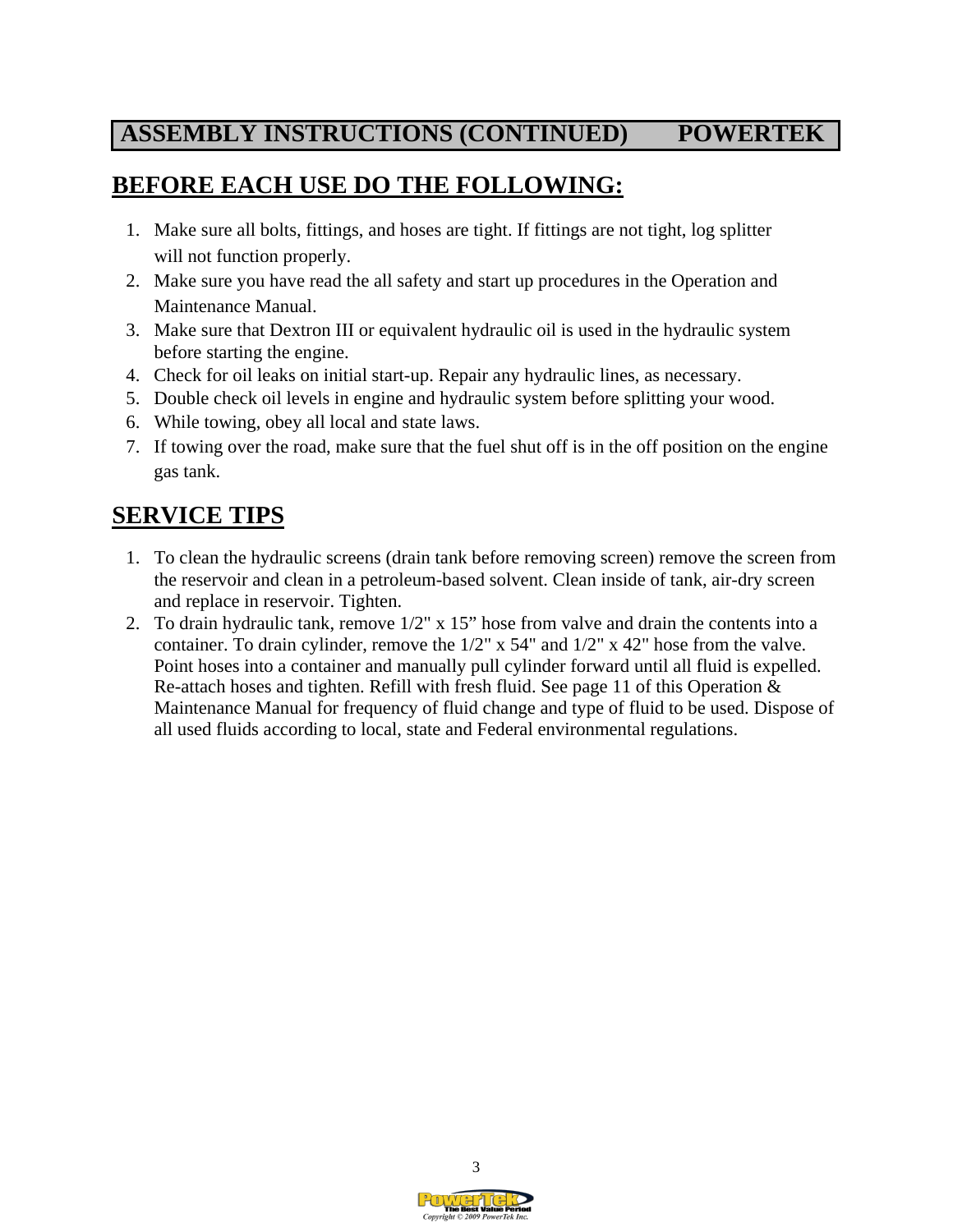## ASSEMBLY INSTRUCTIONS (CONTINUED) POWERTEK

## BEFORE EACH USE DO THE FOLLOWING:

1. Make sure all bolts, fittings, and hoses are tight. If fittings are not tight, log splitter will not function properly.
2. Make sure you have read the all safety and start up procedures in the Operation and Maintenance Manual.
3. Make sure that Dextron III or equivalent hydraulic oil is used in the hydraulic system before starting the engine.
4. Check for oil leaks on initial start-up. Repair any hydraulic lines, as necessary.
5. Double check oil levels in engine and hydraulic system before splitting your wood.
6. While towing, obey all local and state laws.
7. If towing over the road, make sure that the fuel shut off is in the off position on the engine gas tank.

## SERVICE TIPS

1. To clean the hydraulic screens (drain tank before removing screen) remove the screen from the reservoir and clean in a petroleum-based solvent. Clean inside of tank, air-dry screen and replace in reservoir. Tighten.
2. To drain hydraulic tank, remove 1/2" x 15" hose from valve and drain the contents into a container. To drain cylinder, remove the 1/2" x 54" and 1/2" x 42" hose from the valve. Point hoses into a container and manually pull cylinder forward until all fluid is expelled. Re-attach hoses and tighten. Refill with fresh fluid. See page 11 of this Operation & Maintenance Manual for frequency of fluid change and type of fluid to be used. Dispose of all used fluids according to local, state and Federal environmental regulations.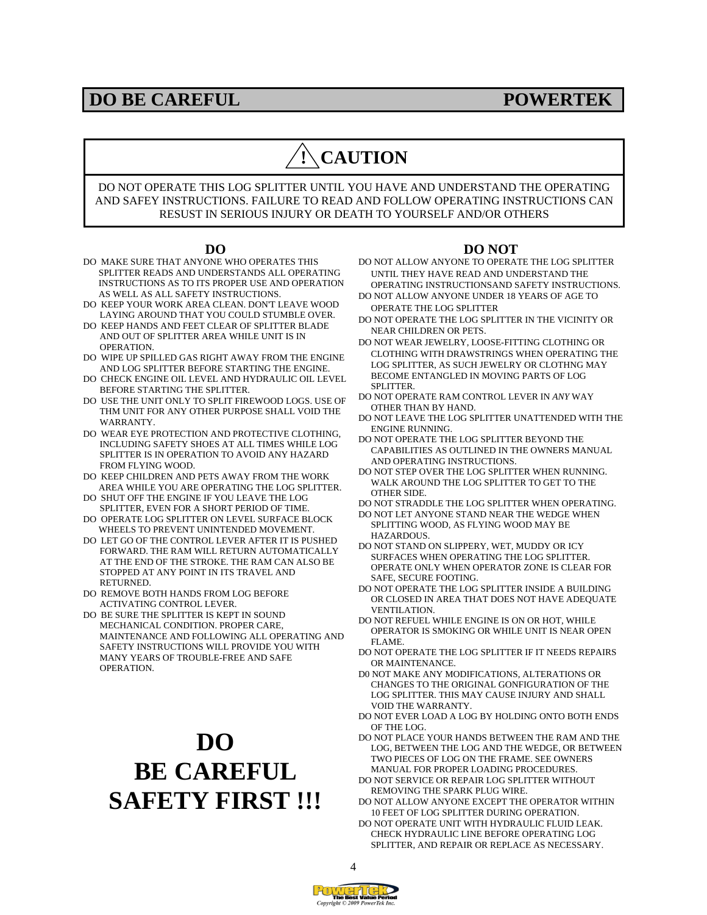# DO BE CAREFUL POWERTEK

## ⚠ CAUTION

DO NOT OPERATE THIS LOG SPLITTER UNTIL YOU HAVE AND UNDERSTAND THE OPERATING AND SAFEY INSTRUCTIONS. FAILURE TO READ AND FOLLOW OPERATING INSTRUCTIONS CAN RESUST IN SERIOUS INJURY OR DEATH TO YOURSELF AND/OR OTHERS

### DO

- DO MAKE SURE THAT ANYONE WHO OPERATES THIS SPLITTER READS AND UNDERSTANDS ALL OPERATING INSTRUCTIONS AS TO ITS PROPER USE AND OPERATION AS WELL AS ALL SAFETY INSTRUCTIONS.
- DO KEEP YOUR WORK AREA CLEAN. DON'T LEAVE WOOD LAYING AROUND THAT YOU COULD STUMBLE OVER.
- DO KEEP HANDS AND FEET CLEAR OF SPLITTER BLADE AND OUT OF SPLITTER AREA WHILE UNIT IS IN OPERATION.
- DO WIPE UP SPILLED GAS RIGHT AWAY FROM THE ENGINE AND LOG SPLITTER BEFORE STARTING THE ENGINE.
- DO CHECK ENGINE OIL LEVEL AND HYDRAULIC OIL LEVEL BEFORE STARTING THE SPLITTER.
- DO USE THE UNIT ONLY TO SPLIT FIREWOOD LOGS. USE OF THM UNIT FOR ANY OTHER PURPOSE SHALL VOID THE WARRANTY.
- DO WEAR EYE PROTECTION AND PROTECTIVE CLOTHING, INCLUDING SAFETY SHOES AT ALL TIMES WHILE LOG SPLITTER IS IN OPERATION TO AVOID ANY HAZARD FROM FLYING WOOD.
- DO KEEP CHILDREN AND PETS AWAY FROM THE WORK AREA WHILE YOU ARE OPERATING THE LOG SPLITTER.
- DO SHUT OFF THE ENGINE IF YOU LEAVE THE LOG SPLITTER, EVEN FOR A SHORT PERIOD OF TIME.
- DO OPERATE LOG SPLITTER ON LEVEL SURFACE BLOCK WHEELS TO PREVENT UNINTENDED MOVEMENT.
- DO LET GO OF THE CONTROL LEVER AFTER IT IS PUSHED FORWARD. THE RAM WILL RETURN AUTOMATICALLY AT THE END OF THE STROKE. THE RAM CAN ALSO BE STOPPED AT ANY POINT IN ITS TRAVEL AND RETURNED.
- DO REMOVE BOTH HANDS FROM LOG BEFORE ACTIVATING CONTROL LEVER.
- DO BE SURE THE SPLITTER IS KEPT IN SOUND MECHANICAL CONDITION. PROPER CARE, MAINTENANCE AND FOLLOWING ALL OPERATING AND SAFETY INSTRUCTIONS WILL PROVIDE YOU WITH MANY YEARS OF TROUBLE-FREE AND SAFE OPERATION.

# DO
# BE CAREFUL
# SAFETY FIRST !!!

### DO NOT

- DO NOT ALLOW ANYONE TO OPERATE THE LOG SPLITTER UNTIL THEY HAVE READ AND UNDERSTAND THE OPERATING INSTRUCTIONSAND SAFETY INSTRUCTIONS.
- DO NOT ALLOW ANYONE UNDER 18 YEARS OF AGE TO OPERATE THE LOG SPLITTER
- DO NOT OPERATE THE LOG SPLITTER IN THE VICINITY OR NEAR CHILDREN OR PETS.
- DO NOT WEAR JEWELRY, LOOSE-FITTING CLOTHING OR CLOTHING WITH DRAWSTRINGS WHEN OPERATING THE LOG SPLITTER, AS SUCH JEWELRY OR CLOTHNG MAY BECOME ENTANGLED IN MOVING PARTS OF LOG SPLITTER.
- DO NOT OPERATE RAM CONTROL LEVER IN *ANY* WAY OTHER THAN BY HAND.
- DO NOT LEAVE THE LOG SPLITTER UNATTENDED WITH THE ENGINE RUNNING.
- DO NOT OPERATE THE LOG SPLITTER BEYOND THE CAPABILITIES AS OUTLINED IN THE OWNERS MANUAL AND OPERATING INSTRUCTIONS.
- DO NOT STEP OVER THE LOG SPLITTER WHEN RUNNING. WALK AROUND THE LOG SPLITTER TO GET TO THE OTHER SIDE.
- DO NOT STRADDLE THE LOG SPLITTER WHEN OPERATING.
- DO NOT LET ANYONE STAND NEAR THE WEDGE WHEN SPLITTING WOOD, AS FLYING WOOD MAY BE HAZARDOUS.
- DO NOT STAND ON SLIPPERY, WET, MUDDY OR ICY SURFACES WHEN OPERATING THE LOG SPLITTER. OPERATE ONLY WHEN OPERATOR ZONE IS CLEAR FOR SAFE, SECURE FOOTING.
- DO NOT OPERATE THE LOG SPLITTER INSIDE A BUILDING OR CLOSED IN AREA THAT DOES NOT HAVE ADEQUATE VENTILATION.
- DO NOT REFUEL WHILE ENGINE IS ON OR HOT, WHILE OPERATOR IS SMOKING OR WHILE UNIT IS NEAR OPEN FLAME.
- DO NOT OPERATE THE LOG SPLITTER IF IT NEEDS REPAIRS OR MAINTENANCE.
- D0 NOT MAKE ANY MODIFICATIONS, ALTERATIONS OR CHANGES TO THE ORIGINAL GONFIGURATION OF THE LOG SPLITTER. THIS MAY CAUSE INJURY AND SHALL VOID THE WARRANTY.
- DO NOT EVER LOAD A LOG BY HOLDING ONTO BOTH ENDS OF THE LOG.
- DO NOT PLACE YOUR HANDS BETWEEN THE RAM AND THE LOG, BETWEEN THE LOG AND THE WEDGE, OR BETWEEN TWO PIECES OF LOG ON THE FRAME. SEE OWNERS MANUAL FOR PROPER LOADING PROCEDURES.
- DO NOT SERVICE OR REPAIR LOG SPLITTER WITHOUT REMOVING THE SPARK PLUG WIRE.
- DO NOT ALLOW ANYONE EXCEPT THE OPERATOR WITHIN 10 FEET OF LOG SPLITTER DURING OPERATION.
- DO NOT OPERATE UNIT WITH HYDRAULIC FLUID LEAK. CHECK HYDRAULIC LINE BEFORE OPERATING LOG SPLITTER, AND REPAIR OR REPLACE AS NECESSARY.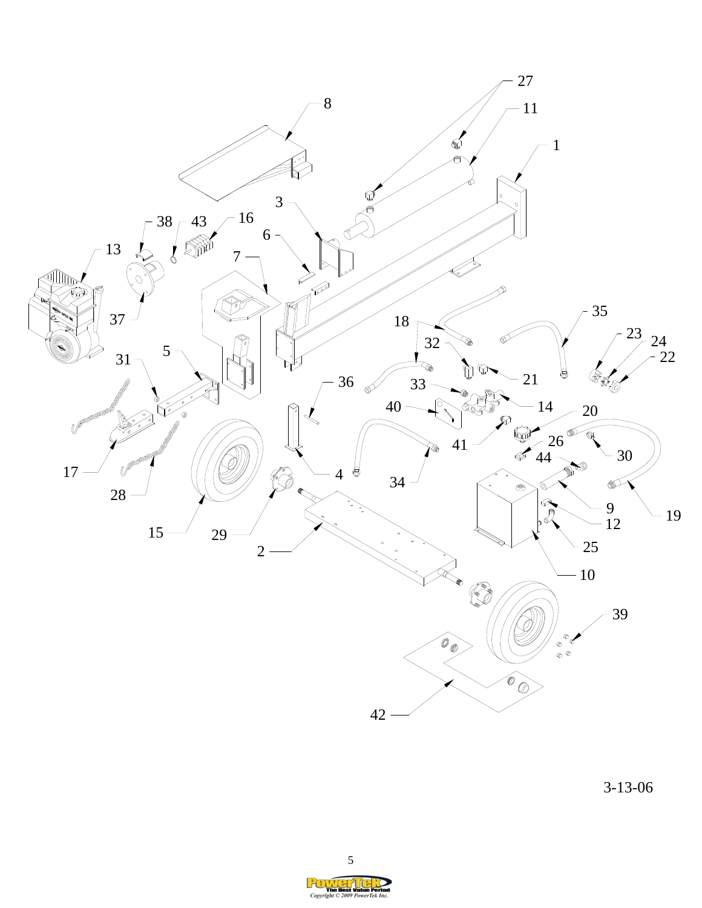3-13-06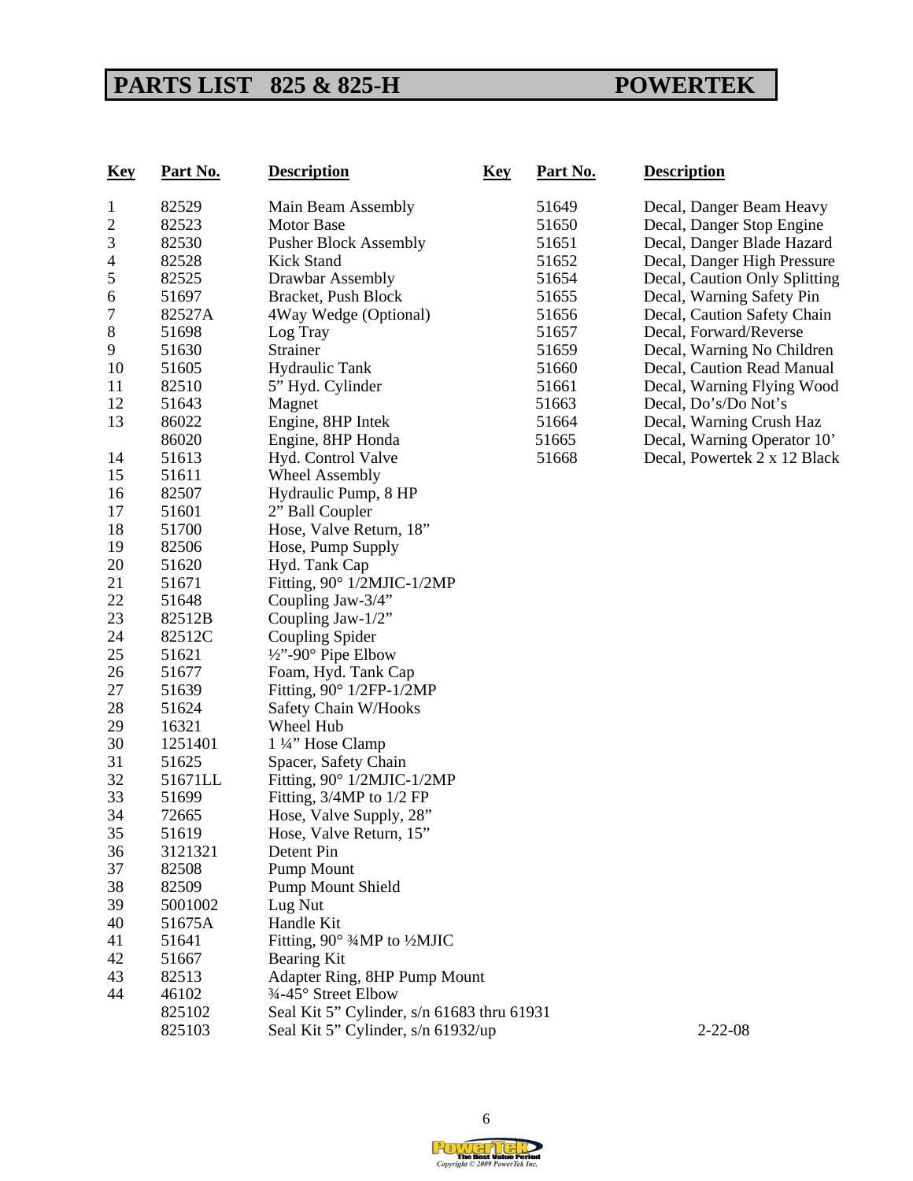# PARTS LIST 825 & 825-H POWERTEK

| Key | Part No. | Description |
|---|---|---|
| 1 | 82529 | Main Beam Assembly |
| 2 | 82523 | Motor Base |
| 3 | 82530 | Pusher Block Assembly |
| 4 | 82528 | Kick Stand |
| 5 | 82525 | Drawbar Assembly |
| 6 | 51697 | Bracket, Push Block |
| 7 | 82527A | 4Way Wedge (Optional) |
| 8 | 51698 | Log Tray |
| 9 | 51630 | Strainer |
| 10 | 51605 | Hydraulic Tank |
| 11 | 82510 | 5" Hyd. Cylinder |
| 12 | 51643 | Magnet |
| 13 | 86022 | Engine, 8HP Intek |
| | 86020 | Engine, 8HP Honda |
| 14 | 51613 | Hyd. Control Valve |
| 15 | 51611 | Wheel Assembly |
| 16 | 82507 | Hydraulic Pump, 8 HP |
| 17 | 51601 | 2" Ball Coupler |
| 18 | 51700 | Hose, Valve Return, 18" |
| 19 | 82506 | Hose, Pump Supply |
| 20 | 51620 | Hyd. Tank Cap |
| 21 | 51671 | Fitting, 90° 1/2MJIC-1/2MP |
| 22 | 51648 | Coupling Jaw-3/4" |
| 23 | 82512B | Coupling Jaw-1/2" |
| 24 | 82512C | Coupling Spider |
| 25 | 51621 | ½"-90° Pipe Elbow |
| 26 | 51677 | Foam, Hyd. Tank Cap |
| 27 | 51639 | Fitting, 90° 1/2FP-1/2MP |
| 28 | 51624 | Safety Chain W/Hooks |
| 29 | 16321 | Wheel Hub |
| 30 | 1251401 | 1 ¼" Hose Clamp |
| 31 | 51625 | Spacer, Safety Chain |
| 32 | 51671LL | Fitting, 90° 1/2MJIC-1/2MP |
| 33 | 51699 | Fitting, 3/4MP to 1/2 FP |
| 34 | 72665 | Hose, Valve Supply, 28" |
| 35 | 51619 | Hose, Valve Return, 15" |
| 36 | 3121321 | Detent Pin |
| 37 | 82508 | Pump Mount |
| 38 | 82509 | Pump Mount Shield |
| 39 | 5001002 | Lug Nut |
| 40 | 51675A | Handle Kit |
| 41 | 51641 | Fitting, 90° ¾MP to ½MJIC |
| 42 | 51667 | Bearing Kit |
| 43 | 82513 | Adapter Ring, 8HP Pump Mount |
| 44 | 46102 | ¾-45° Street Elbow |
| | 825102 | Seal Kit 5" Cylinder, s/n 61683 thru 61931 |
| | 825103 | Seal Kit 5" Cylinder, s/n 61932/up |

| Key | Part No. | Description |
|---|---|---|
| | 51649 | Decal, Danger Beam Heavy |
| | 51650 | Decal, Danger Stop Engine |
| | 51651 | Decal, Danger Blade Hazard |
| | 51652 | Decal, Danger High Pressure |
| | 51654 | Decal, Caution Only Splitting |
| | 51655 | Decal, Warning Safety Pin |
| | 51656 | Decal, Caution Safety Chain |
| | 51657 | Decal, Forward/Reverse |
| | 51659 | Decal, Warning No Children |
| | 51660 | Decal, Caution Read Manual |
| | 51661 | Decal, Warning Flying Wood |
| | 51663 | Decal, Do's/Do Not's |
| | 51664 | Decal, Warning Crush Haz |
| | 51665 | Decal, Warning Operator 10' |
| | 51668 | Decal, Powertek 2 x 12 Black |

2-22-08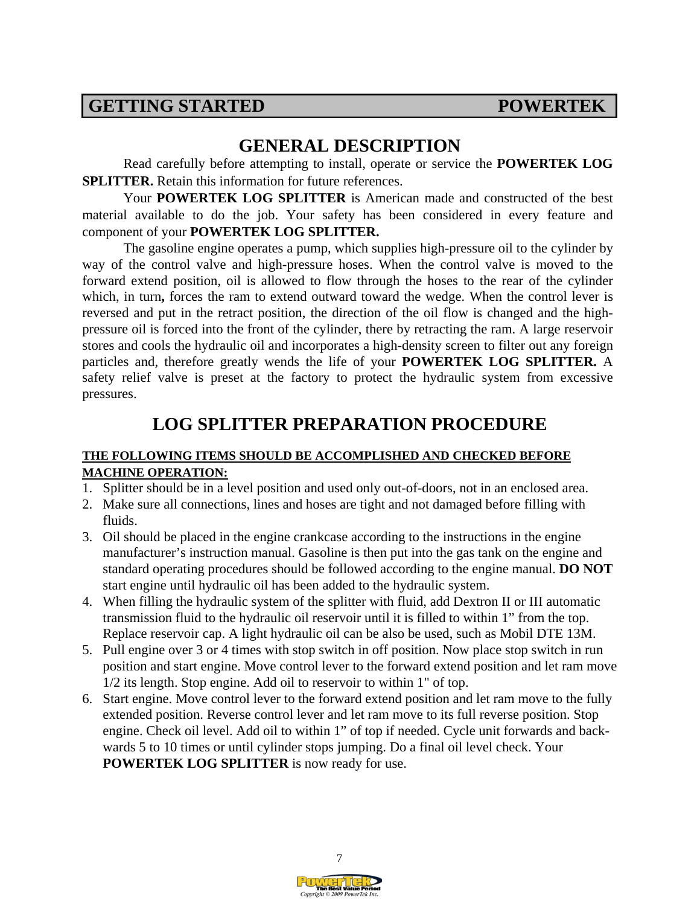## GETTING STARTED POWERTEK

# GENERAL DESCRIPTION

Read carefully before attempting to install, operate or service the **POWERTEK LOG SPLITTER.** Retain this information for future references.

Your **POWERTEK LOG SPLITTER** is American made and constructed of the best material available to do the job. Your safety has been considered in every feature and component of your **POWERTEK LOG SPLITTER.**

The gasoline engine operates a pump, which supplies high-pressure oil to the cylinder by way of the control valve and high-pressure hoses. When the control valve is moved to the forward extend position, oil is allowed to flow through the hoses to the rear of the cylinder which, in turn**,** forces the ram to extend outward toward the wedge. When the control lever is reversed and put in the retract position, the direction of the oil flow is changed and the high-pressure oil is forced into the front of the cylinder, there by retracting the ram. A large reservoir stores and cools the hydraulic oil and incorporates a high-density screen to filter out any foreign particles and, therefore greatly wends the life of your **POWERTEK LOG SPLITTER.** A safety relief valve is preset at the factory to protect the hydraulic system from excessive pressures.

# LOG SPLITTER PREPARATION PROCEDURE

**THE FOLLOWING ITEMS SHOULD BE ACCOMPLISHED AND CHECKED BEFORE MACHINE OPERATION:**

1. Splitter should be in a level position and used only out-of-doors, not in an enclosed area.
2. Make sure all connections, lines and hoses are tight and not damaged before filling with fluids.
3. Oil should be placed in the engine crankcase according to the instructions in the engine manufacturer's instruction manual. Gasoline is then put into the gas tank on the engine and standard operating procedures should be followed according to the engine manual. **DO NOT** start engine until hydraulic oil has been added to the hydraulic system.
4. When filling the hydraulic system of the splitter with fluid, add Dextron II or III automatic transmission fluid to the hydraulic oil reservoir until it is filled to within 1" from the top. Replace reservoir cap. A light hydraulic oil can be also be used, such as Mobil DTE 13M.
5. Pull engine over 3 or 4 times with stop switch in off position. Now place stop switch in run position and start engine. Move control lever to the forward extend position and let ram move 1/2 its length. Stop engine. Add oil to reservoir to within 1" of top.
6. Start engine. Move control lever to the forward extend position and let ram move to the fully extended position. Reverse control lever and let ram move to its full reverse position. Stop engine. Check oil level. Add oil to within 1" of top if needed. Cycle unit forwards and back-wards 5 to 10 times or until cylinder stops jumping. Do a final oil level check. Your **POWERTEK LOG SPLITTER** is now ready for use.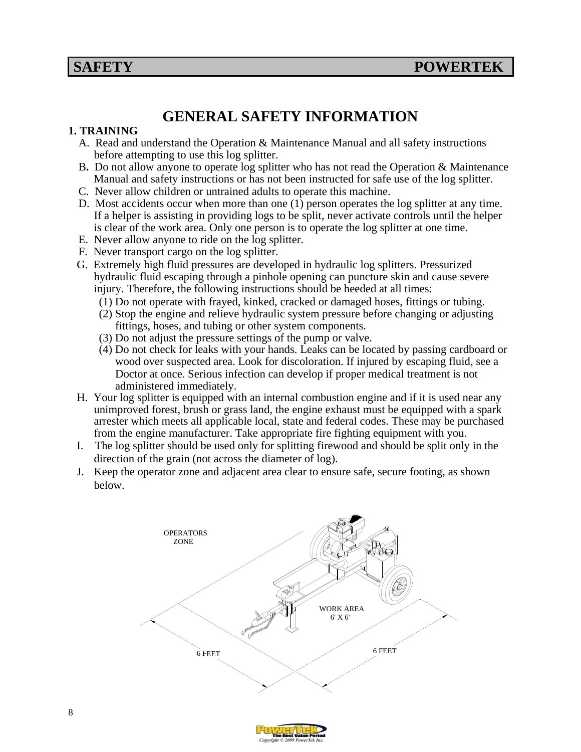# GENERAL SAFETY INFORMATION

**1. TRAINING**

A. Read and understand the Operation & Maintenance Manual and all safety instructions before attempting to use this log splitter.

**B.** Do not allow anyone to operate log splitter who has not read the Operation & Maintenance Manual and safety instructions or has not been instructed for safe use of the log splitter.

C. Never allow children or untrained adults to operate this machine.

D. Most accidents occur when more than one (1) person operates the log splitter at any time. If a helper is assisting in providing logs to be split, never activate controls until the helper is clear of the work area. Only one person is to operate the log splitter at one time.

E. Never allow anyone to ride on the log splitter.

F. Never transport cargo on the log splitter.

G. Extremely high fluid pressures are developed in hydraulic log splitters. Pressurized hydraulic fluid escaping through a pinhole opening can puncture skin and cause severe injury. Therefore, the following instructions should be heeded at all times:

(1) Do not operate with frayed, kinked, cracked or damaged hoses, fittings or tubing.

(2) Stop the engine and relieve hydraulic system pressure before changing or adjusting fittings, hoses, and tubing or other system components.

(3) Do not adjust the pressure settings of the pump or valve.

(4) Do not check for leaks with your hands. Leaks can be located by passing cardboard or wood over suspected area. Look for discoloration. If injured by escaping fluid, see a Doctor at once. Serious infection can develop if proper medical treatment is not administered immediately.

H. Your log splitter is equipped with an internal combustion engine and if it is used near any unimproved forest, brush or grass land, the engine exhaust must be equipped with a spark arrester which meets all applicable local, state and federal codes. These may be purchased from the engine manufacturer. Take appropriate fire fighting equipment with you.

I. The log splitter should be used only for splitting firewood and should be split only in the direction of the grain (not across the diameter of log).

J. Keep the operator zone and adjacent area clear to ensure safe, secure footing, as shown below.

OPERATORS ZONE

WORK AREA 6' X 6'

6 FEET

6 FEET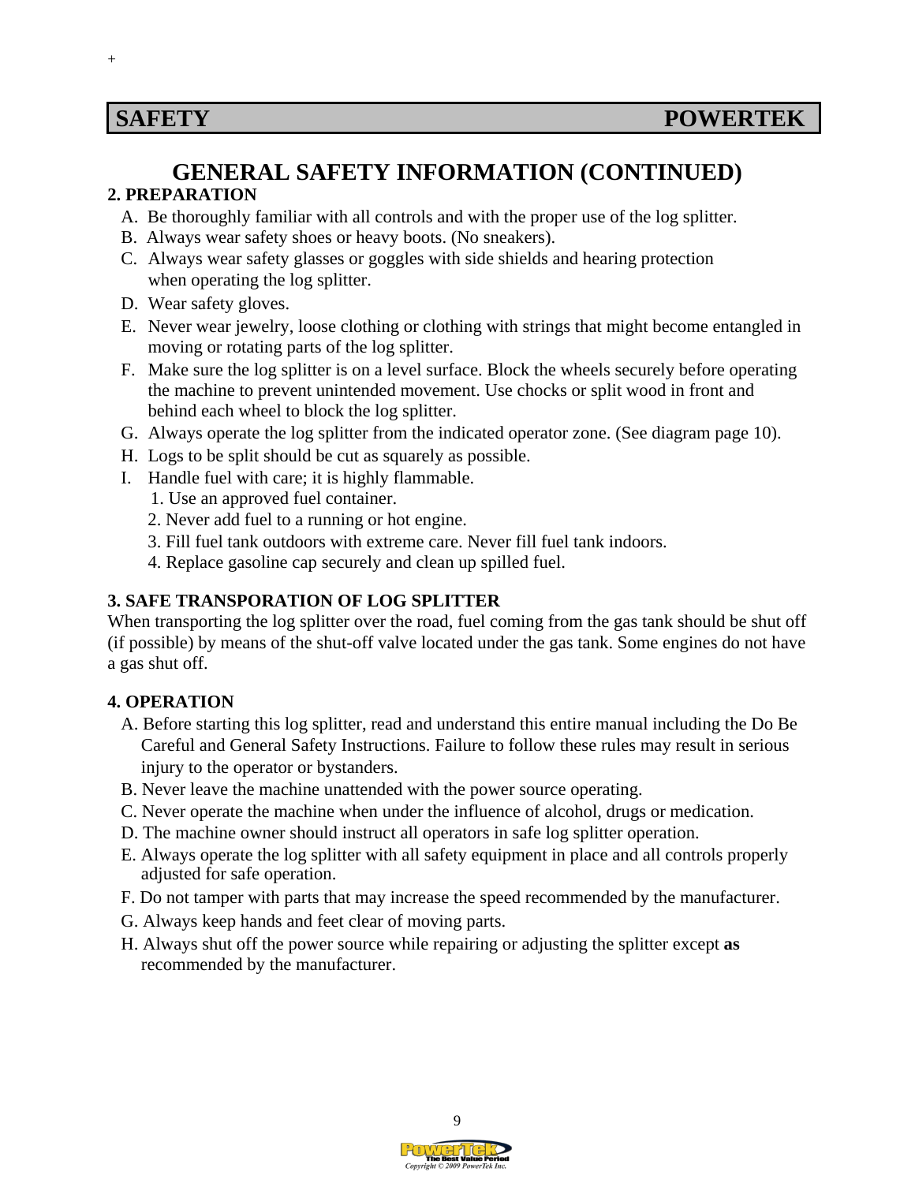# GENERAL SAFETY INFORMATION (CONTINUED)

**2. PREPARATION**

A. Be thoroughly familiar with all controls and with the proper use of the log splitter.
B. Always wear safety shoes or heavy boots. (No sneakers).
C. Always wear safety glasses or goggles with side shields and hearing protection when operating the log splitter.
D. Wear safety gloves.
E. Never wear jewelry, loose clothing or clothing with strings that might become entangled in moving or rotating parts of the log splitter.
F. Make sure the log splitter is on a level surface. Block the wheels securely before operating the machine to prevent unintended movement. Use chocks or split wood in front and behind each wheel to block the log splitter.
G. Always operate the log splitter from the indicated operator zone. (See diagram page 10).
H. Logs to be split should be cut as squarely as possible.
I. Handle fuel with care; it is highly flammable.
   1. Use an approved fuel container.
   2. Never add fuel to a running or hot engine.
   3. Fill fuel tank outdoors with extreme care. Never fill fuel tank indoors.
   4. Replace gasoline cap securely and clean up spilled fuel.

**3. SAFE TRANSPORATION OF LOG SPLITTER**

When transporting the log splitter over the road, fuel coming from the gas tank should be shut off (if possible) by means of the shut-off valve located under the gas tank. Some engines do not have a gas shut off.

**4. OPERATION**

A. Before starting this log splitter, read and understand this entire manual including the Do Be Careful and General Safety Instructions. Failure to follow these rules may result in serious injury to the operator or bystanders.
B. Never leave the machine unattended with the power source operating.
C. Never operate the machine when under the influence of alcohol, drugs or medication.
D. The machine owner should instruct all operators in safe log splitter operation.
E. Always operate the log splitter with all safety equipment in place and all controls properly adjusted for safe operation.
F. Do not tamper with parts that may increase the speed recommended by the manufacturer.
G. Always keep hands and feet clear of moving parts.
H. Always shut off the power source while repairing or adjusting the splitter except **as** recommended by the manufacturer.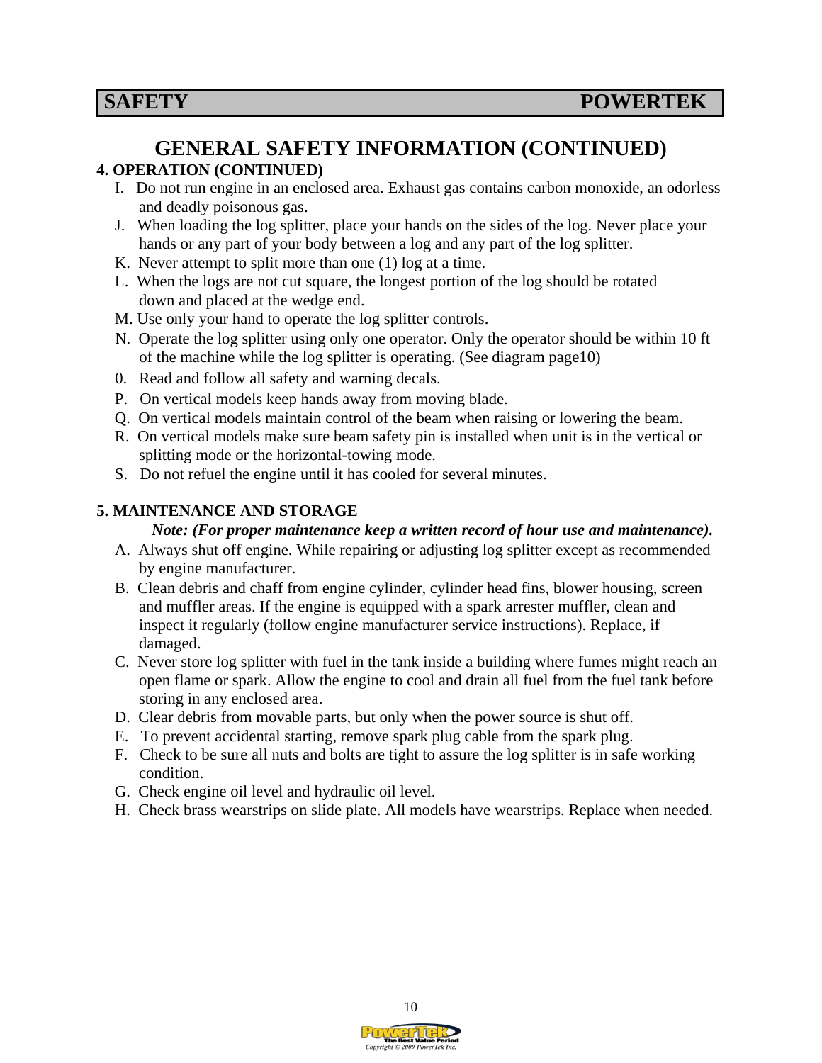**SAFETY POWERTEK**

# GENERAL SAFETY INFORMATION (CONTINUED)

**4. OPERATION (CONTINUED)**

I. Do not run engine in an enclosed area. Exhaust gas contains carbon monoxide, an odorless and deadly poisonous gas.
J. When loading the log splitter, place your hands on the sides of the log. Never place your hands or any part of your body between a log and any part of the log splitter.
K. Never attempt to split more than one (1) log at a time.
L. When the logs are not cut square, the longest portion of the log should be rotated down and placed at the wedge end.
M. Use only your hand to operate the log splitter controls.
N. Operate the log splitter using only one operator. Only the operator should be within 10 ft of the machine while the log splitter is operating. (See diagram page10)
0. Read and follow all safety and warning decals.
P. On vertical models keep hands away from moving blade.
Q. On vertical models maintain control of the beam when raising or lowering the beam.
R. On vertical models make sure beam safety pin is installed when unit is in the vertical or splitting mode or the horizontal-towing mode.
S. Do not refuel the engine until it has cooled for several minutes.

**5. MAINTENANCE AND STORAGE**

***Note: (For proper maintenance keep a written record of hour use and maintenance).***

A. Always shut off engine. While repairing or adjusting log splitter except as recommended by engine manufacturer.
B. Clean debris and chaff from engine cylinder, cylinder head fins, blower housing, screen and muffler areas. If the engine is equipped with a spark arrester muffler, clean and inspect it regularly (follow engine manufacturer service instructions). Replace, if damaged.
C. Never store log splitter with fuel in the tank inside a building where fumes might reach an open flame or spark. Allow the engine to cool and drain all fuel from the fuel tank before storing in any enclosed area.
D. Clear debris from movable parts, but only when the power source is shut off.
E. To prevent accidental starting, remove spark plug cable from the spark plug.
F. Check to be sure all nuts and bolts are tight to assure the log splitter is in safe working condition.
G. Check engine oil level and hydraulic oil level.
H. Check brass wearstrips on slide plate. All models have wearstrips. Replace when needed.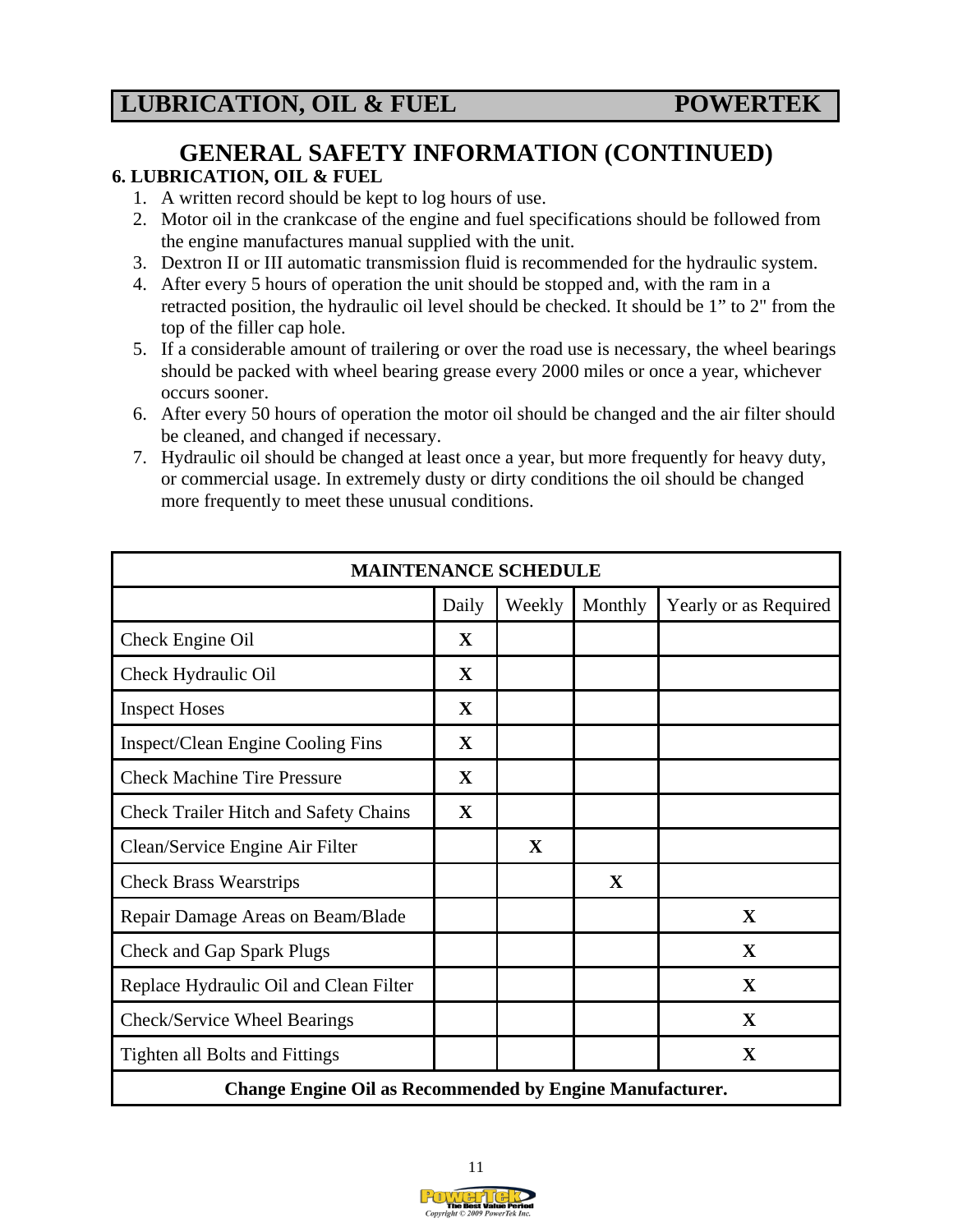## GENERAL SAFETY INFORMATION (CONTINUED)

**6. LUBRICATION, OIL & FUEL**

1. A written record should be kept to log hours of use.
2. Motor oil in the crankcase of the engine and fuel specifications should be followed from the engine manufactures manual supplied with the unit.
3. Dextron II or III automatic transmission fluid is recommended for the hydraulic system.
4. After every 5 hours of operation the unit should be stopped and, with the ram in a retracted position, the hydraulic oil level should be checked. It should be 1" to 2" from the top of the filler cap hole.
5. If a considerable amount of trailering or over the road use is necessary, the wheel bearings should be packed with wheel bearing grease every 2000 miles or once a year, whichever occurs sooner.
6. After every 50 hours of operation the motor oil should be changed and the air filter should be cleaned, and changed if necessary.
7. Hydraulic oil should be changed at least once a year, but more frequently for heavy duty, or commercial usage. In extremely dusty or dirty conditions the oil should be changed more frequently to meet these unusual conditions.

| MAINTENANCE SCHEDULE | | | | |
|---|---|---|---|---|
| | Daily | Weekly | Monthly | Yearly or as Required |
| Check Engine Oil | **X** | | | |
| Check Hydraulic Oil | **X** | | | |
| Inspect Hoses | **X** | | | |
| Inspect/Clean Engine Cooling Fins | **X** | | | |
| Check Machine Tire Pressure | **X** | | | |
| Check Trailer Hitch and Safety Chains | **X** | | | |
| Clean/Service Engine Air Filter | | **X** | | |
| Check Brass Wearstrips | | | **X** | |
| Repair Damage Areas on Beam/Blade | | | | **X** |
| Check and Gap Spark Plugs | | | | **X** |
| Replace Hydraulic Oil and Clean Filter | | | | **X** |
| Check/Service Wheel Bearings | | | | **X** |
| Tighten all Bolts and Fittings | | | | **X** |
| **Change Engine Oil as Recommended by Engine Manufacturer.** | | | | |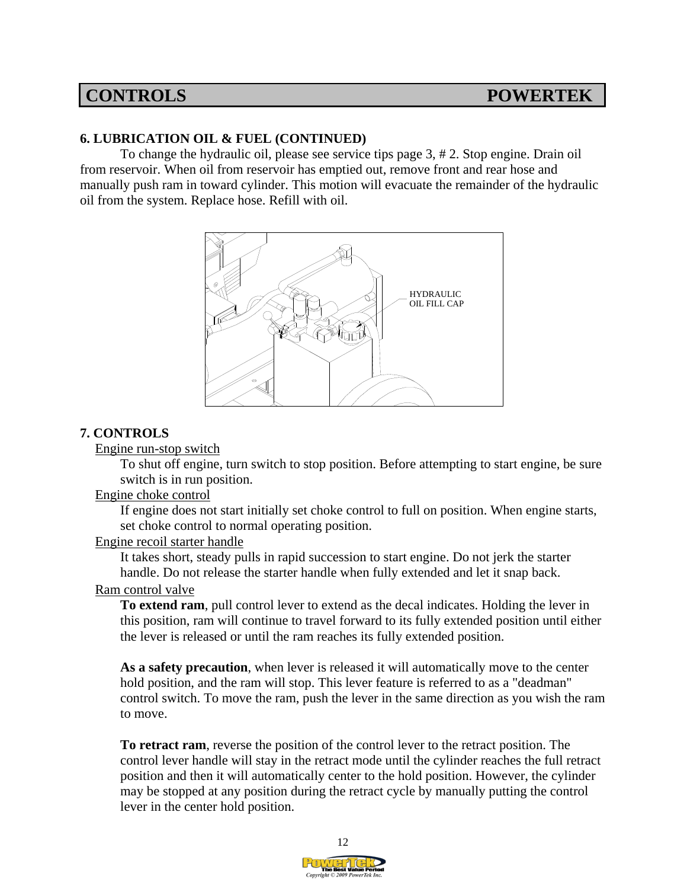## CONTROLS POWERTEK

**6. LUBRICATION OIL & FUEL (CONTINUED)**

To change the hydraulic oil, please see service tips page 3, # 2. Stop engine. Drain oil from reservoir. When oil from reservoir has emptied out, remove front and rear hose and manually push ram in toward cylinder. This motion will evacuate the remainder of the hydraulic oil from the system. Replace hose. Refill with oil.

HYDRAULIC OIL FILL CAP

**7. CONTROLS**

Engine run-stop switch

To shut off engine, turn switch to stop position. Before attempting to start engine, be sure switch is in run position.

Engine choke control

If engine does not start initially set choke control to full on position. When engine starts, set choke control to normal operating position.

Engine recoil starter handle

It takes short, steady pulls in rapid succession to start engine. Do not jerk the starter handle. Do not release the starter handle when fully extended and let it snap back.

Ram control valve

**To extend ram**, pull control lever to extend as the decal indicates. Holding the lever in this position, ram will continue to travel forward to its fully extended position until either the lever is released or until the ram reaches its fully extended position.

**As a safety precaution**, when lever is released it will automatically move to the center hold position, and the ram will stop. This lever feature is referred to as a "deadman" control switch. To move the ram, push the lever in the same direction as you wish the ram to move.

**To retract ram**, reverse the position of the control lever to the retract position. The control lever handle will stay in the retract mode until the cylinder reaches the full retract position and then it will automatically center to the hold position. However, the cylinder may be stopped at any position during the retract cycle by manually putting the control lever in the center hold position.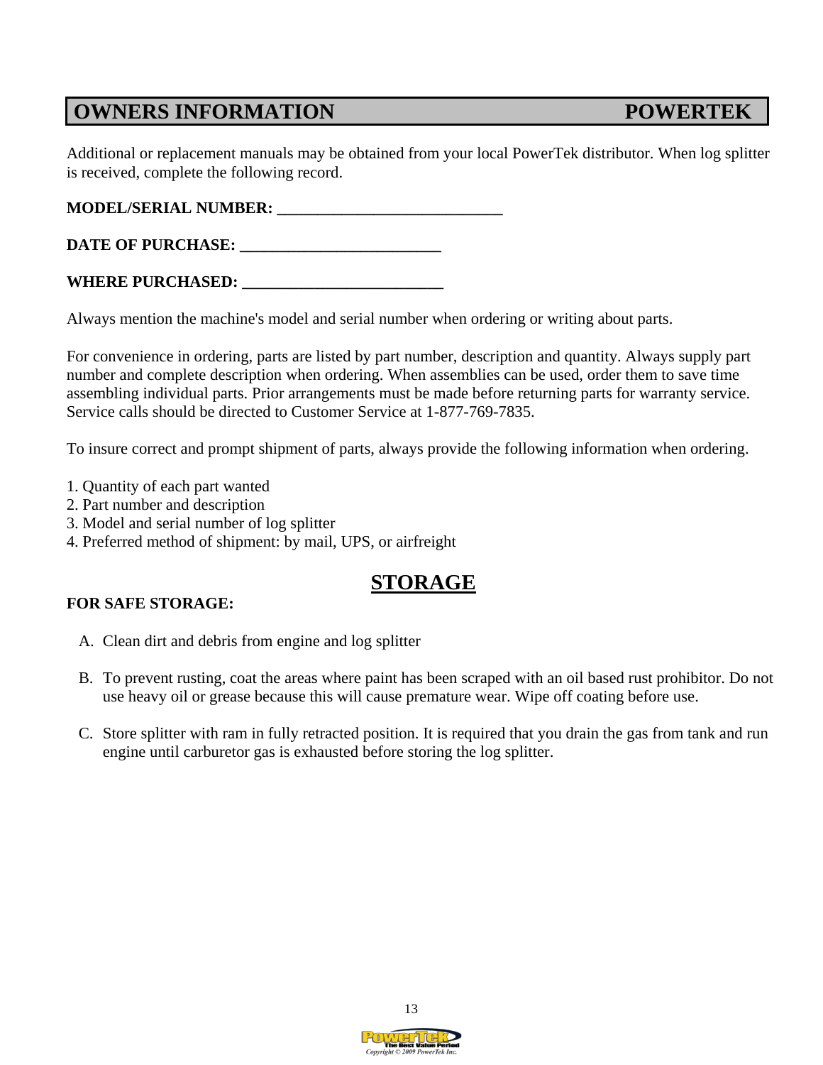## OWNERS INFORMATION POWERTEK

Additional or replacement manuals may be obtained from your local PowerTek distributor. When log splitter is received, complete the following record.

**MODEL/SERIAL NUMBER: ____________________________**

**DATE OF PURCHASE: _________________________**

**WHERE PURCHASED: _________________________**

Always mention the machine's model and serial number when ordering or writing about parts.

For convenience in ordering, parts are listed by part number, description and quantity. Always supply part number and complete description when ordering. When assemblies can be used, order them to save time assembling individual parts. Prior arrangements must be made before returning parts for warranty service. Service calls should be directed to Customer Service at 1-877-769-7835.

To insure correct and prompt shipment of parts, always provide the following information when ordering.

1. Quantity of each part wanted
2. Part number and description
3. Model and serial number of log splitter
4. Preferred method of shipment: by mail, UPS, or airfreight

## STORAGE

**FOR SAFE STORAGE:**

A. Clean dirt and debris from engine and log splitter

B. To prevent rusting, coat the areas where paint has been scraped with an oil based rust prohibitor. Do not use heavy oil or grease because this will cause premature wear. Wipe off coating before use.

C. Store splitter with ram in fully retracted position. It is required that you drain the gas from tank and run engine until carburetor gas is exhausted before storing the log splitter.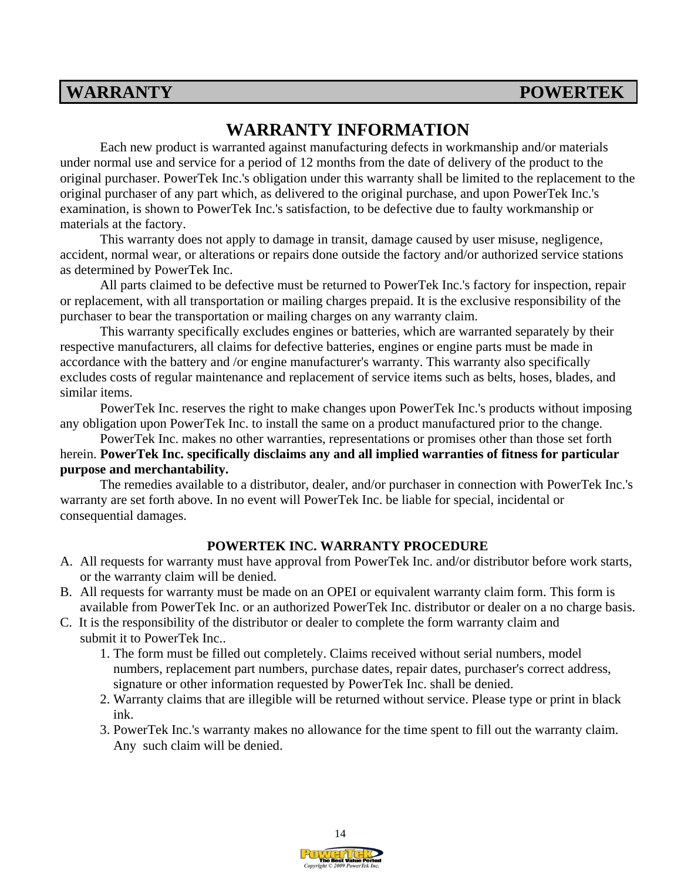# WARRANTY INFORMATION

Each new product is warranted against manufacturing defects in workmanship and/or materials under normal use and service for a period of 12 months from the date of delivery of the product to the original purchaser. PowerTek Inc.'s obligation under this warranty shall be limited to the replacement to the original purchaser of any part which, as delivered to the original purchase, and upon PowerTek Inc.'s examination, is shown to PowerTek Inc.'s satisfaction, to be defective due to faulty workmanship or materials at the factory.

This warranty does not apply to damage in transit, damage caused by user misuse, negligence, accident, normal wear, or alterations or repairs done outside the factory and/or authorized service stations as determined by PowerTek Inc.

All parts claimed to be defective must be returned to PowerTek Inc.'s factory for inspection, repair or replacement, with all transportation or mailing charges prepaid. It is the exclusive responsibility of the purchaser to bear the transportation or mailing charges on any warranty claim.

This warranty specifically excludes engines or batteries, which are warranted separately by their respective manufacturers, all claims for defective batteries, engines or engine parts must be made in accordance with the battery and /or engine manufacturer's warranty. This warranty also specifically excludes costs of regular maintenance and replacement of service items such as belts, hoses, blades, and similar items.

PowerTek Inc. reserves the right to make changes upon PowerTek Inc.'s products without imposing any obligation upon PowerTek Inc. to install the same on a product manufactured prior to the change.

PowerTek Inc. makes no other warranties, representations or promises other than those set forth herein. **PowerTek Inc. specifically disclaims any and all implied warranties of fitness for particular purpose and merchantability.**

The remedies available to a distributor, dealer, and/or purchaser in connection with PowerTek Inc.'s warranty are set forth above. In no event will PowerTek Inc. be liable for special, incidental or consequential damages.

### POWERTEK INC. WARRANTY PROCEDURE

A. All requests for warranty must have approval from PowerTek Inc. and/or distributor before work starts, or the warranty claim will be denied.

B. All requests for warranty must be made on an OPEI or equivalent warranty claim form. This form is available from PowerTek Inc. or an authorized PowerTek Inc. distributor or dealer on a no charge basis.

C. It is the responsibility of the distributor or dealer to complete the form warranty claim and submit it to PowerTek Inc..

1. The form must be filled out completely. Claims received without serial numbers, model numbers, replacement part numbers, purchase dates, repair dates, purchaser's correct address, signature or other information requested by PowerTek Inc. shall be denied.
2. Warranty claims that are illegible will be returned without service. Please type or print in black ink.
3. PowerTek Inc.'s warranty makes no allowance for the time spent to fill out the warranty claim. Any such claim will be denied.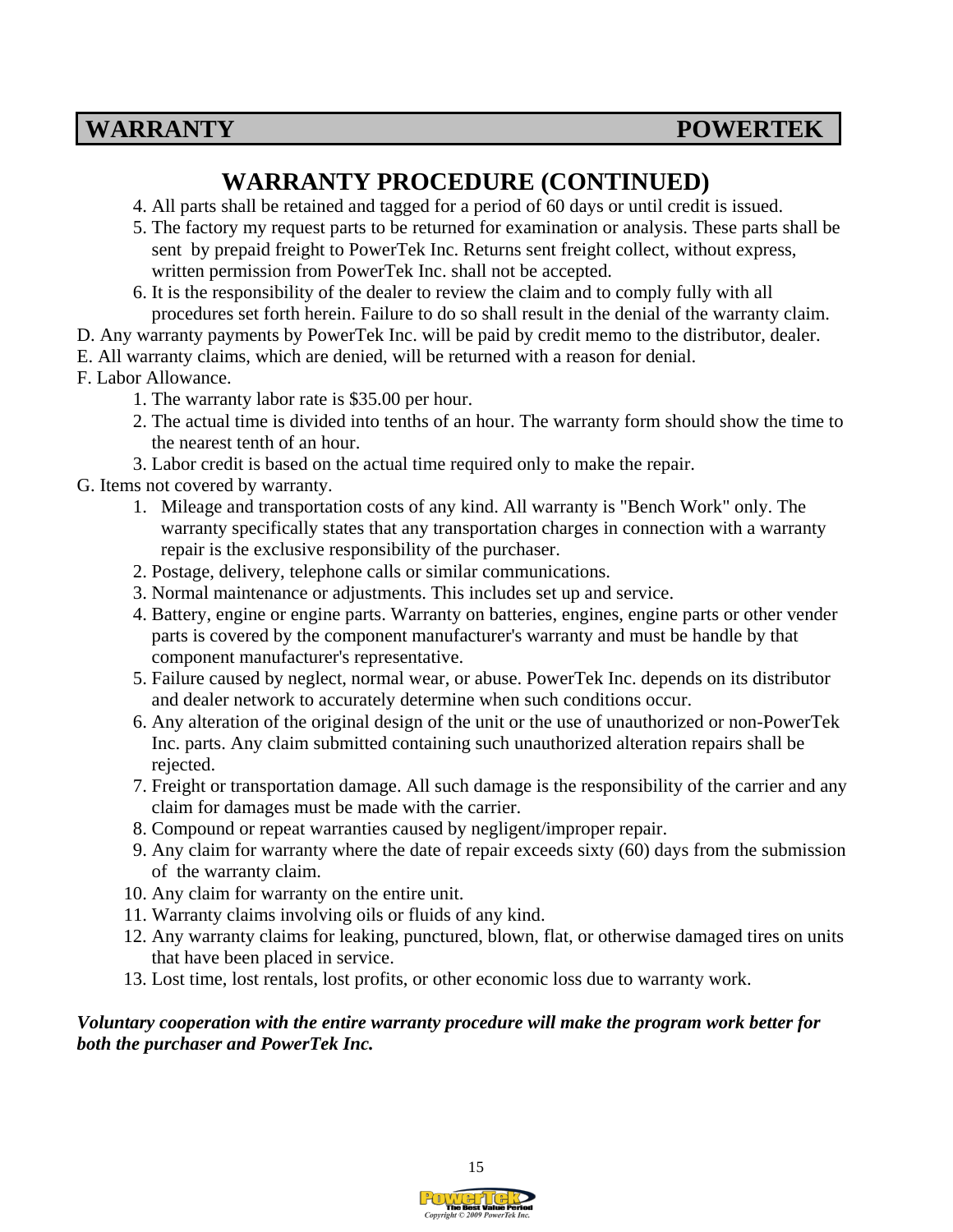## WARRANTY PROCEDURE (CONTINUED)

4. All parts shall be retained and tagged for a period of 60 days or until credit is issued.
5. The factory my request parts to be returned for examination or analysis. These parts shall be sent by prepaid freight to PowerTek Inc. Returns sent freight collect, without express, written permission from PowerTek Inc. shall not be accepted.
6. It is the responsibility of the dealer to review the claim and to comply fully with all procedures set forth herein. Failure to do so shall result in the denial of the warranty claim.

D. Any warranty payments by PowerTek Inc. will be paid by credit memo to the distributor, dealer.

E. All warranty claims, which are denied, will be returned with a reason for denial.

F. Labor Allowance.

1. The warranty labor rate is $35.00 per hour.
2. The actual time is divided into tenths of an hour. The warranty form should show the time to the nearest tenth of an hour.
3. Labor credit is based on the actual time required only to make the repair.

G. Items not covered by warranty.

1. Mileage and transportation costs of any kind. All warranty is "Bench Work" only. The warranty specifically states that any transportation charges in connection with a warranty repair is the exclusive responsibility of the purchaser.
2. Postage, delivery, telephone calls or similar communications.
3. Normal maintenance or adjustments. This includes set up and service.
4. Battery, engine or engine parts. Warranty on batteries, engines, engine parts or other vender parts is covered by the component manufacturer's warranty and must be handle by that component manufacturer's representative.
5. Failure caused by neglect, normal wear, or abuse. PowerTek Inc. depends on its distributor and dealer network to accurately determine when such conditions occur.
6. Any alteration of the original design of the unit or the use of unauthorized or non-PowerTek Inc. parts. Any claim submitted containing such unauthorized alteration repairs shall be rejected.
7. Freight or transportation damage. All such damage is the responsibility of the carrier and any claim for damages must be made with the carrier.
8. Compound or repeat warranties caused by negligent/improper repair.
9. Any claim for warranty where the date of repair exceeds sixty (60) days from the submission of the warranty claim.
10. Any claim for warranty on the entire unit.
11. Warranty claims involving oils or fluids of any kind.
12. Any warranty claims for leaking, punctured, blown, flat, or otherwise damaged tires on units that have been placed in service.
13. Lost time, lost rentals, lost profits, or other economic loss due to warranty work.

***Voluntary cooperation with the entire warranty procedure will make the program work better for both the purchaser and PowerTek Inc.***